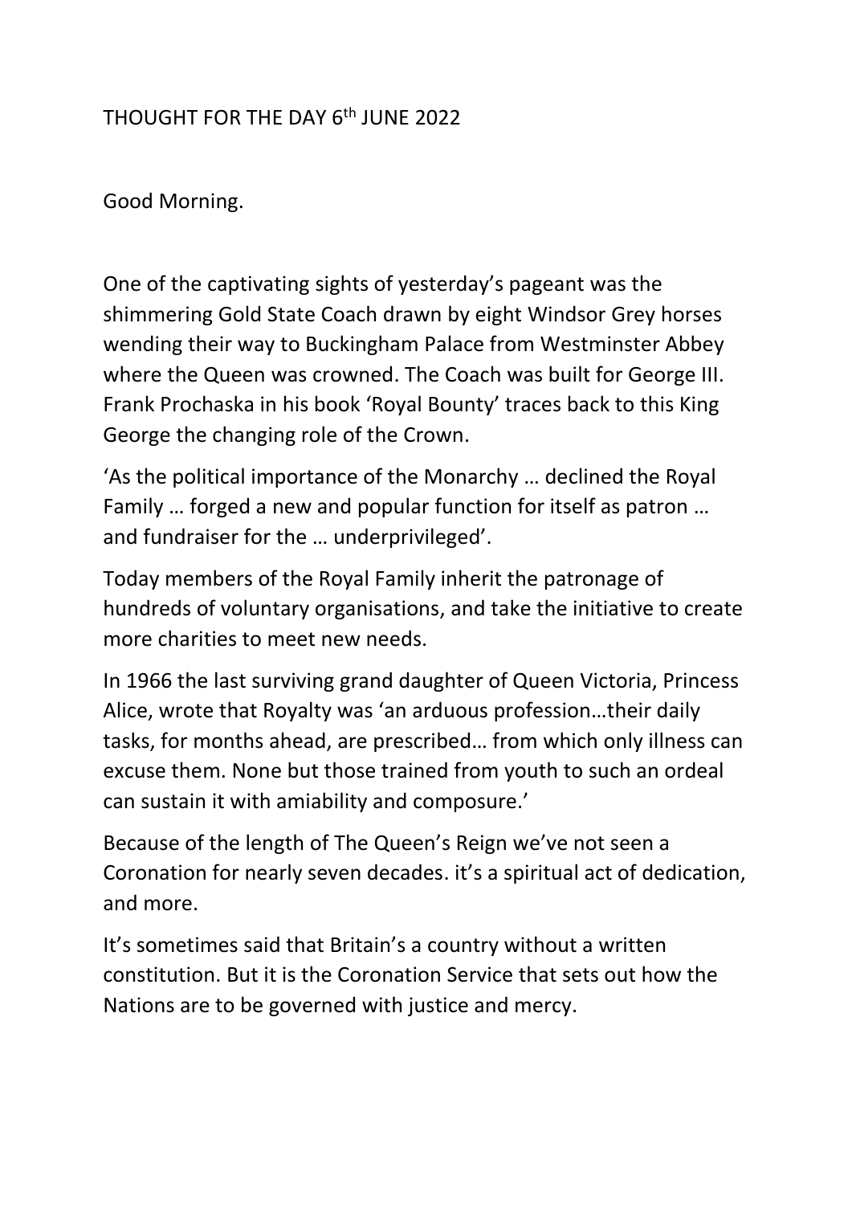THOUGHT FOR THE DAY 6th JUNE 2022

Good Morning.

One of the captivating sights of yesterday's pageant was the shimmering Gold State Coach drawn by eight Windsor Grey horses wending their way to Buckingham Palace from Westminster Abbey where the Queen was crowned. The Coach was built for George III. Frank Prochaska in his book 'Royal Bounty' traces back to this King George the changing role of the Crown.

'As the political importance of the Monarchy … declined the Royal Family … forged a new and popular function for itself as patron … and fundraiser for the … underprivileged'.

Today members of the Royal Family inherit the patronage of hundreds of voluntary organisations, and take the initiative to create more charities to meet new needs.

In 1966 the last surviving grand daughter of Queen Victoria, Princess Alice, wrote that Royalty was 'an arduous profession…their daily tasks, for months ahead, are prescribed… from which only illness can excuse them. None but those trained from youth to such an ordeal can sustain it with amiability and composure.'

Because of the length of The Queen's Reign we've not seen a Coronation for nearly seven decades. it's a spiritual act of dedication, and more.

It's sometimes said that Britain's a country without a written constitution. But it is the Coronation Service that sets out how the Nations are to be governed with justice and mercy.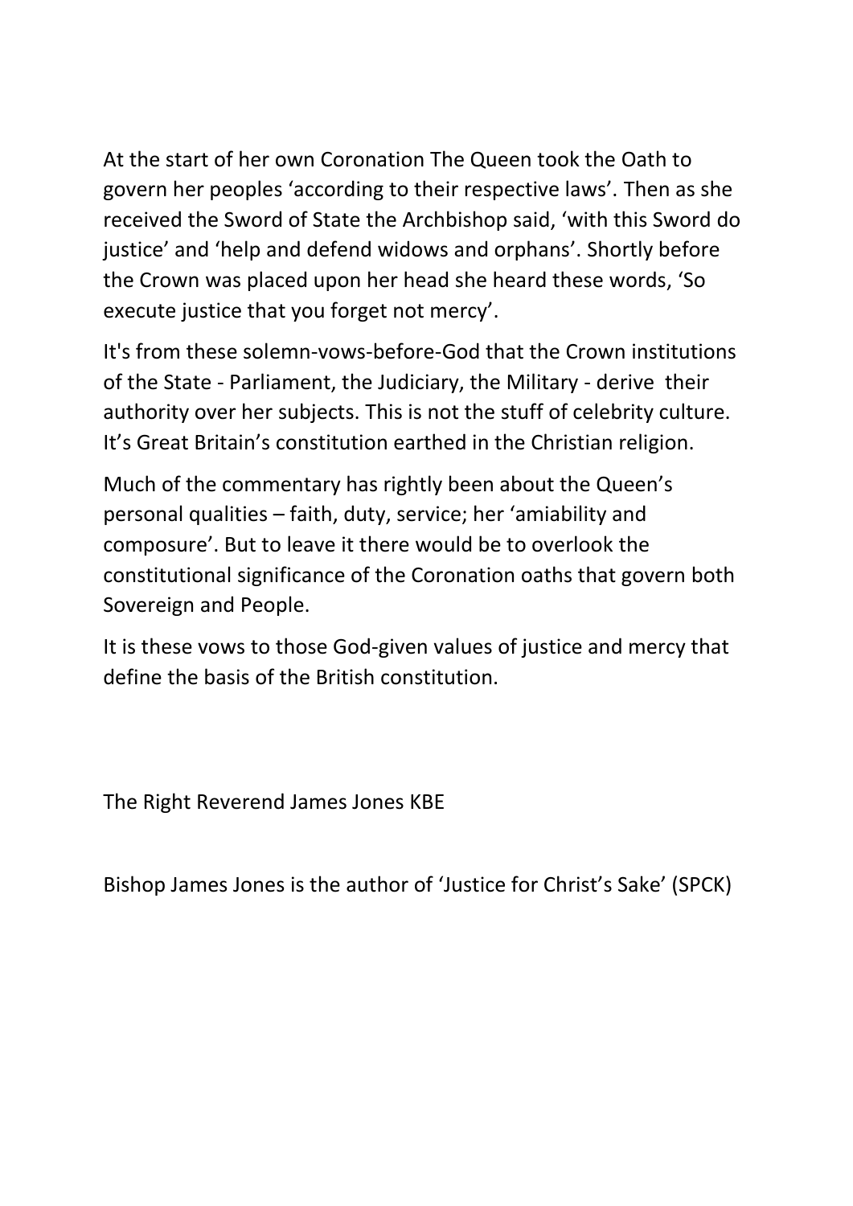At the start of her own Coronation The Queen took the Oath to govern her peoples ‘according to their respective laws’. Then as she received the Sword of State the Archbishop said, ‘with this Sword do justice’ and ‘help and defend widows and orphans’. Shortly before the Crown was placed upon her head she heard these words, ‘So execute justice that you forget not mercy’.

It's from these solemn-vows-before-God that the Crown institutions of the State - Parliament, the Judiciary, the Military - derive their authority over her subjects. This is not the stuff of celebrity culture. It’s Great Britain’s constitution earthed in the Christian religion.

Much of the commentary has rightly been about the Queen’s personal qualities – faith, duty, service; her ‘amiability and composure’. But to leave it there would be to overlook the constitutional significance of the Coronation oaths that govern both Sovereign and People.

It is these vows to those God-given values of justice and mercy that define the basis of the British constitution.

The Right Reverend James Jones KBE

Bishop James Jones is the author of ‘Justice for Christ’s Sake’ (SPCK)